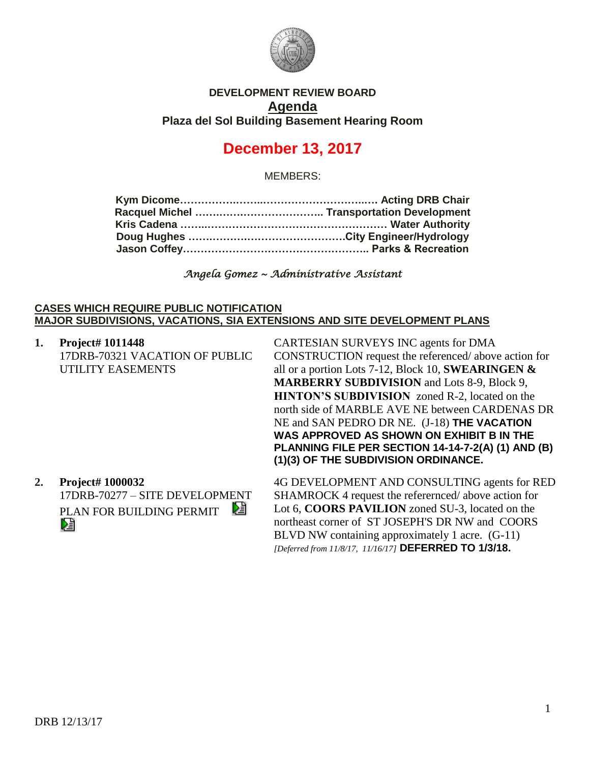**DEVELOPMENT REVIEW BOARD**

**Agenda**

**Plaza del Sol Building Basement Hearing Room**

# December 13, 2017

MEMBERS:

**Kym Dicome……………………………………………… Acting DRB Chair**
**Racquel Michel ……………………………….. Transportation Development**
**Kris Cadena ……………………………………………… Water Authority**
**Doug Hughes ………………………………………City Engineer/Hydrology**
**Jason Coffey……………………………………………. Parks & Recreation**

*Angela Gomez ~ Administrative Assistant*

**CASES WHICH REQUIRE PUBLIC NOTIFICATION**
**MAJOR SUBDIVISIONS, VACATIONS, SIA EXTENSIONS AND SITE DEVELOPMENT PLANS**

1. **Project# 1011448**
   17DRB-70321 VACATION OF PUBLIC UTILITY EASEMENTS

   CARTESIAN SURVEYS INC agents for DMA CONSTRUCTION request the referenced/ above action for all or a portion Lots 7-12, Block 10, **SWEARINGEN & MARBERRY SUBDIVISION** and Lots 8-9, Block 9, **HINTON'S SUBDIVISION** zoned R-2, located on the north side of MARBLE AVE NE between CARDENAS DR NE and SAN PEDRO DR NE. (J-18) **THE VACATION WAS APPROVED AS SHOWN ON EXHIBIT B IN THE PLANNING FILE PER SECTION 14-14-7-2(A) (1) AND (B) (1)(3) OF THE SUBDIVISION ORDINANCE.**

2. **Project# 1000032**
   17DRB-70277 – SITE DEVELOPMENT PLAN FOR BUILDING PERMIT

   4G DEVELOPMENT AND CONSULTING agents for RED SHAMROCK 4 request the referernced/ above action for Lot 6, **COORS PAVILION** zoned SU-3, located on the northeast corner of ST JOSEPH'S DR NW and COORS BLVD NW containing approximately 1 acre. (G-11) *[Deferred from 11/8/17, 11/16/17]* **DEFERRED TO 1/3/18.**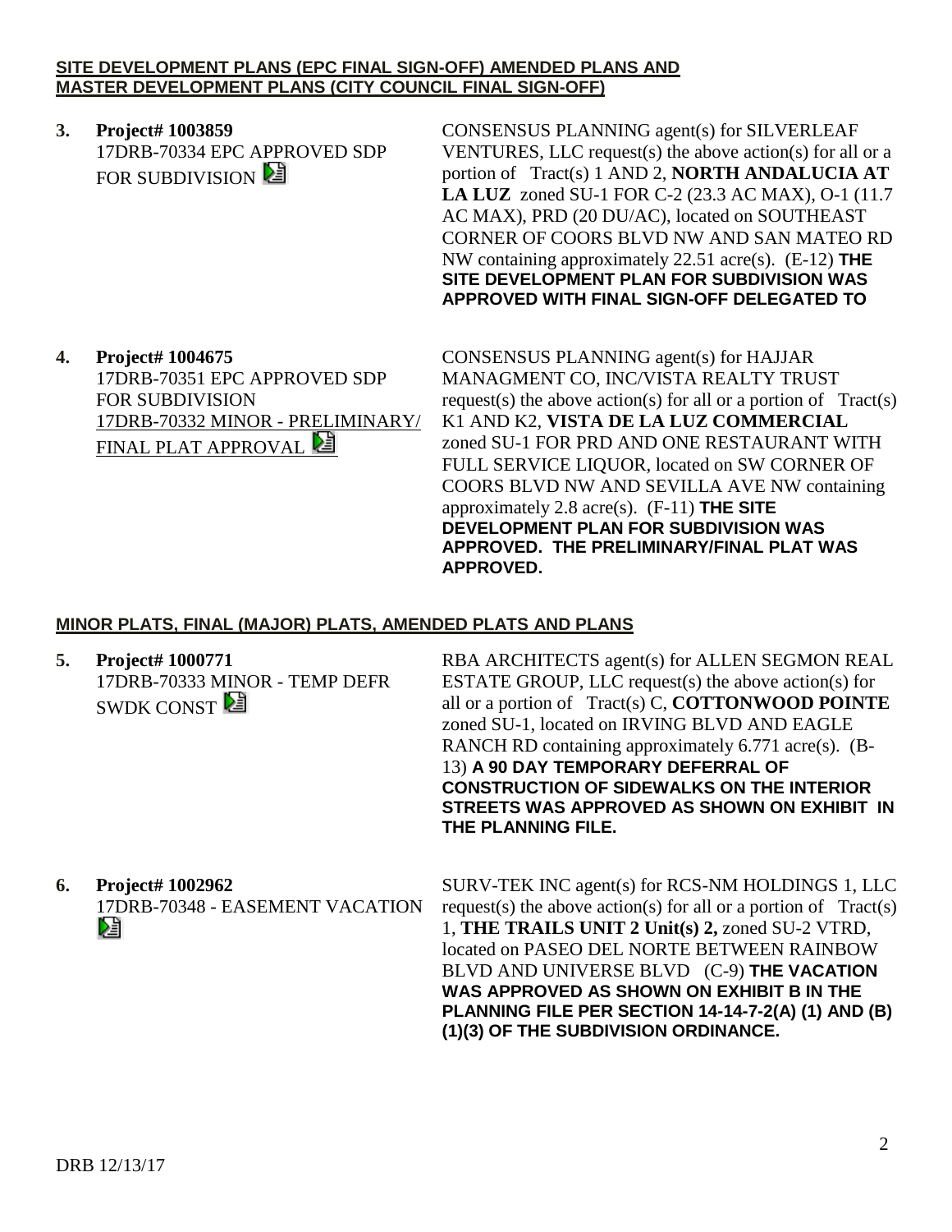**SITE DEVELOPMENT PLANS (EPC FINAL SIGN-OFF) AMENDED PLANS AND MASTER DEVELOPMENT PLANS (CITY COUNCIL FINAL SIGN-OFF)**

**3. Project# 1003859**
17DRB-70334 EPC APPROVED SDP FOR SUBDIVISION

CONSENSUS PLANNING agent(s) for SILVERLEAF VENTURES, LLC request(s) the above action(s) for all or a portion of Tract(s) 1 AND 2, **NORTH ANDALUCIA AT LA LUZ** zoned SU-1 FOR C-2 (23.3 AC MAX), O-1 (11.7 AC MAX), PRD (20 DU/AC), located on SOUTHEAST CORNER OF COORS BLVD NW AND SAN MATEO RD NW containing approximately 22.51 acre(s). (E-12) **THE SITE DEVELOPMENT PLAN FOR SUBDIVISION WAS APPROVED WITH FINAL SIGN-OFF DELEGATED TO**

**4. Project# 1004675**
17DRB-70351 EPC APPROVED SDP FOR SUBDIVISION
17DRB-70332 MINOR - PRELIMINARY/ FINAL PLAT APPROVAL

CONSENSUS PLANNING agent(s) for HAJJAR MANAGMENT CO, INC/VISTA REALTY TRUST request(s) the above action(s) for all or a portion of Tract(s) K1 AND K2, **VISTA DE LA LUZ COMMERCIAL** zoned SU-1 FOR PRD AND ONE RESTAURANT WITH FULL SERVICE LIQUOR, located on SW CORNER OF COORS BLVD NW AND SEVILLA AVE NW containing approximately 2.8 acre(s). (F-11) **THE SITE DEVELOPMENT PLAN FOR SUBDIVISION WAS APPROVED. THE PRELIMINARY/FINAL PLAT WAS APPROVED.**

**MINOR PLATS, FINAL (MAJOR) PLATS, AMENDED PLATS AND PLANS**

**5. Project# 1000771**
17DRB-70333 MINOR - TEMP DEFR SWDK CONST

RBA ARCHITECTS agent(s) for ALLEN SEGMON REAL ESTATE GROUP, LLC request(s) the above action(s) for all or a portion of Tract(s) C, **COTTONWOOD POINTE** zoned SU-1, located on IRVING BLVD AND EAGLE RANCH RD containing approximately 6.771 acre(s). (B-13) **A 90 DAY TEMPORARY DEFERRAL OF CONSTRUCTION OF SIDEWALKS ON THE INTERIOR STREETS WAS APPROVED AS SHOWN ON EXHIBIT IN THE PLANNING FILE.**

**6. Project# 1002962**
17DRB-70348 - EASEMENT VACATION

SURV-TEK INC agent(s) for RCS-NM HOLDINGS 1, LLC request(s) the above action(s) for all or a portion of Tract(s) 1, **THE TRAILS UNIT 2 Unit(s) 2,** zoned SU-2 VTRD, located on PASEO DEL NORTE BETWEEN RAINBOW BLVD AND UNIVERSE BLVD (C-9) **THE VACATION WAS APPROVED AS SHOWN ON EXHIBIT B IN THE PLANNING FILE PER SECTION 14-14-7-2(A) (1) AND (B) (1)(3) OF THE SUBDIVISION ORDINANCE.**

DRB 12/13/17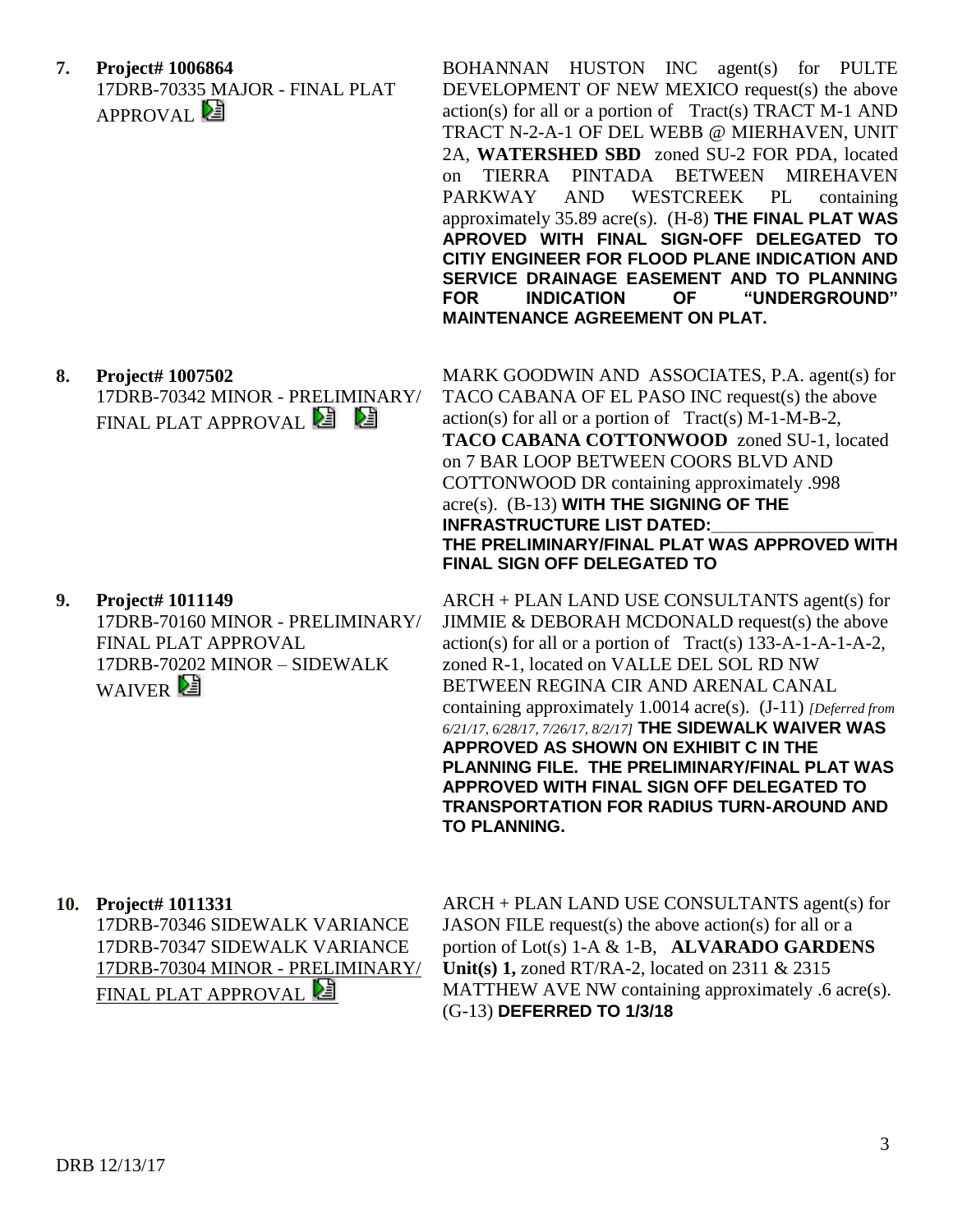**7. Project# 1006864**
17DRB-70335 MAJOR - FINAL PLAT APPROVAL

BOHANNAN HUSTON INC agent(s) for PULTE DEVELOPMENT OF NEW MEXICO request(s) the above action(s) for all or a portion of Tract(s) TRACT M-1 AND TRACT N-2-A-1 OF DEL WEBB @ MIERHAVEN, UNIT 2A, **WATERSHED SBD** zoned SU-2 FOR PDA, located on TIERRA PINTADA BETWEEN MIREHAVEN PARKWAY AND WESTCREEK PL containing approximately 35.89 acre(s). (H-8) **THE FINAL PLAT WAS APROVED WITH FINAL SIGN-OFF DELEGATED TO CITIY ENGINEER FOR FLOOD PLANE INDICATION AND SERVICE DRAINAGE EASEMENT AND TO PLANNING FOR INDICATION OF "UNDERGROUND" MAINTENANCE AGREEMENT ON PLAT.**

**8. Project# 1007502**
17DRB-70342 MINOR - PRELIMINARY/ FINAL PLAT APPROVAL

MARK GOODWIN AND ASSOCIATES, P.A. agent(s) for TACO CABANA OF EL PASO INC request(s) the above action(s) for all or a portion of Tract(s) M-1-M-B-2, **TACO CABANA COTTONWOOD** zoned SU-1, located on 7 BAR LOOP BETWEEN COORS BLVD AND COTTONWOOD DR containing approximately .998 acre(s). (B-13) **WITH THE SIGNING OF THE INFRASTRUCTURE LIST DATED:\_\_\_\_\_\_\_\_\_\_\_\_\_\_\_\_\_\_ THE PRELIMINARY/FINAL PLAT WAS APPROVED WITH FINAL SIGN OFF DELEGATED TO**

**9. Project# 1011149**
17DRB-70160 MINOR - PRELIMINARY/ FINAL PLAT APPROVAL
17DRB-70202 MINOR – SIDEWALK WAIVER

ARCH + PLAN LAND USE CONSULTANTS agent(s) for JIMMIE & DEBORAH MCDONALD request(s) the above action(s) for all or a portion of Tract(s) 133-A-1-A-1-A-2, zoned R-1, located on VALLE DEL SOL RD NW BETWEEN REGINA CIR AND ARENAL CANAL containing approximately 1.0014 acre(s). (J-11) *[Deferred from 6/21/17, 6/28/17, 7/26/17, 8/2/17]* **THE SIDEWALK WAIVER WAS APPROVED AS SHOWN ON EXHIBIT C IN THE PLANNING FILE. THE PRELIMINARY/FINAL PLAT WAS APPROVED WITH FINAL SIGN OFF DELEGATED TO TRANSPORTATION FOR RADIUS TURN-AROUND AND TO PLANNING.**

**10. Project# 1011331**
17DRB-70346 SIDEWALK VARIANCE
17DRB-70347 SIDEWALK VARIANCE
17DRB-70304 MINOR - PRELIMINARY/ FINAL PLAT APPROVAL

ARCH + PLAN LAND USE CONSULTANTS agent(s) for JASON FILE request(s) the above action(s) for all or a portion of Lot(s) 1-A & 1-B, **ALVARADO GARDENS Unit(s) 1,** zoned RT/RA-2, located on 2311 & 2315 MATTHEW AVE NW containing approximately .6 acre(s). (G-13) **DEFERRED TO 1/3/18**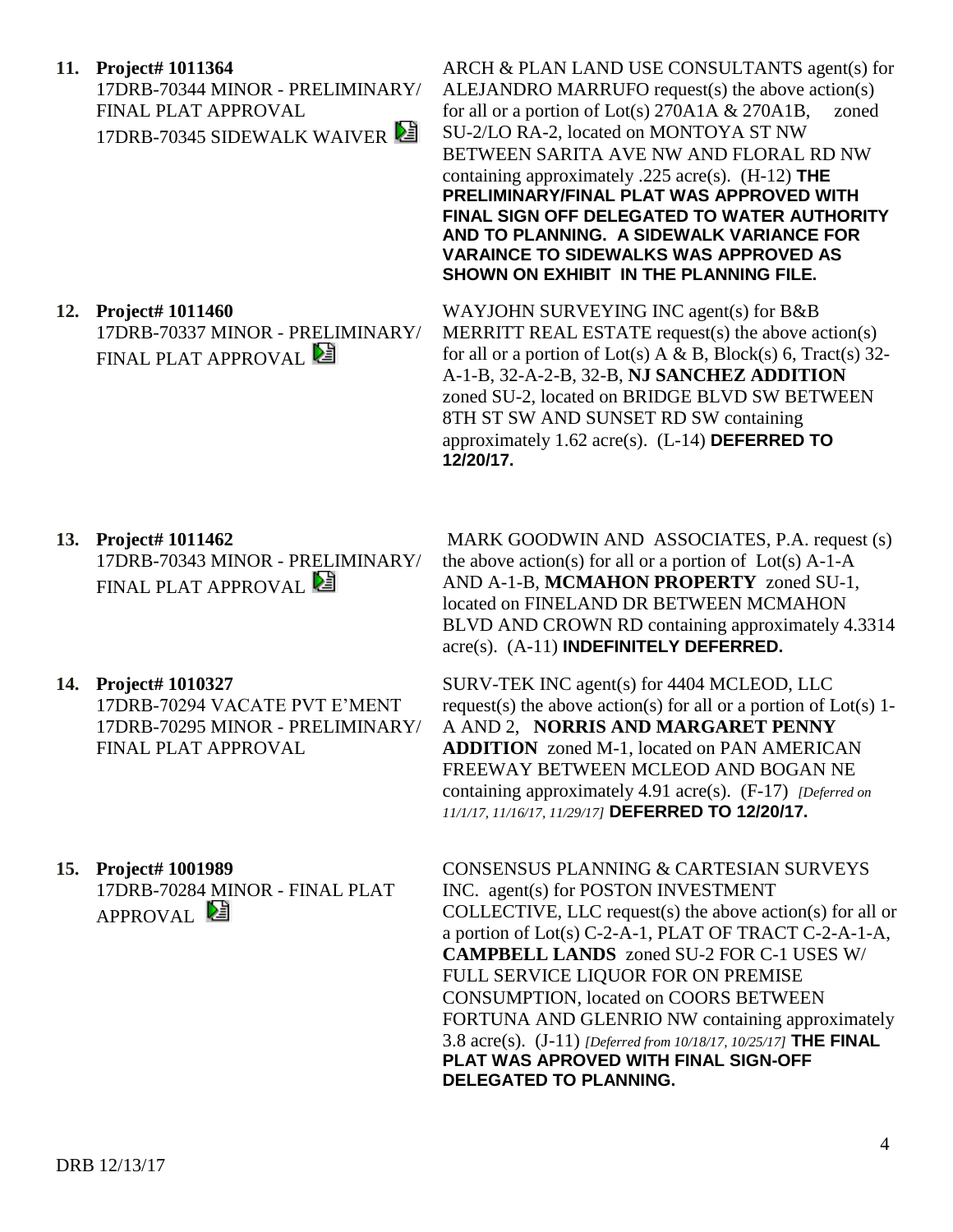**11. Project# 1011364**
17DRB-70344 MINOR - PRELIMINARY/ FINAL PLAT APPROVAL
17DRB-70345 SIDEWALK WAIVER

ARCH & PLAN LAND USE CONSULTANTS agent(s) for ALEJANDRO MARRUFO request(s) the above action(s) for all or a portion of Lot(s) 270A1A & 270A1B, zoned SU-2/LO RA-2, located on MONTOYA ST NW BETWEEN SARITA AVE NW AND FLORAL RD NW containing approximately .225 acre(s). (H-12) **THE PRELIMINARY/FINAL PLAT WAS APPROVED WITH FINAL SIGN OFF DELEGATED TO WATER AUTHORITY AND TO PLANNING. A SIDEWALK VARIANCE FOR VARAINCE TO SIDEWALKS WAS APPROVED AS SHOWN ON EXHIBIT IN THE PLANNING FILE.**

**12. Project# 1011460**
17DRB-70337 MINOR - PRELIMINARY/ FINAL PLAT APPROVAL

WAYJOHN SURVEYING INC agent(s) for B&B MERRITT REAL ESTATE request(s) the above action(s) for all or a portion of Lot(s) A & B, Block(s) 6, Tract(s) 32-A-1-B, 32-A-2-B, 32-B, **NJ SANCHEZ ADDITION** zoned SU-2, located on BRIDGE BLVD SW BETWEEN 8TH ST SW AND SUNSET RD SW containing approximately 1.62 acre(s). (L-14) **DEFERRED TO 12/20/17.**

**13. Project# 1011462**
17DRB-70343 MINOR - PRELIMINARY/ FINAL PLAT APPROVAL

MARK GOODWIN AND ASSOCIATES, P.A. request (s) the above action(s) for all or a portion of Lot(s) A-1-A AND A-1-B, **MCMAHON PROPERTY** zoned SU-1, located on FINELAND DR BETWEEN MCMAHON BLVD AND CROWN RD containing approximately 4.3314 acre(s). (A-11) **INDEFINITELY DEFERRED.**

**14. Project# 1010327**
17DRB-70294 VACATE PVT E'MENT
17DRB-70295 MINOR - PRELIMINARY/ FINAL PLAT APPROVAL

SURV-TEK INC agent(s) for 4404 MCLEOD, LLC request(s) the above action(s) for all or a portion of Lot(s) 1-A AND 2, **NORRIS AND MARGARET PENNY ADDITION** zoned M-1, located on PAN AMERICAN FREEWAY BETWEEN MCLEOD AND BOGAN NE containing approximately 4.91 acre(s). (F-17) *[Deferred on 11/1/17, 11/16/17, 11/29/17]* **DEFERRED TO 12/20/17.**

**15. Project# 1001989**
17DRB-70284 MINOR - FINAL PLAT APPROVAL

CONSENSUS PLANNING & CARTESIAN SURVEYS INC. agent(s) for POSTON INVESTMENT COLLECTIVE, LLC request(s) the above action(s) for all or a portion of Lot(s) C-2-A-1, PLAT OF TRACT C-2-A-1-A, **CAMPBELL LANDS** zoned SU-2 FOR C-1 USES W/ FULL SERVICE LIQUOR FOR ON PREMISE CONSUMPTION, located on COORS BETWEEN FORTUNA AND GLENRIO NW containing approximately 3.8 acre(s). (J-11) *[Deferred from 10/18/17, 10/25/17]* **THE FINAL PLAT WAS APROVED WITH FINAL SIGN-OFF DELEGATED TO PLANNING.**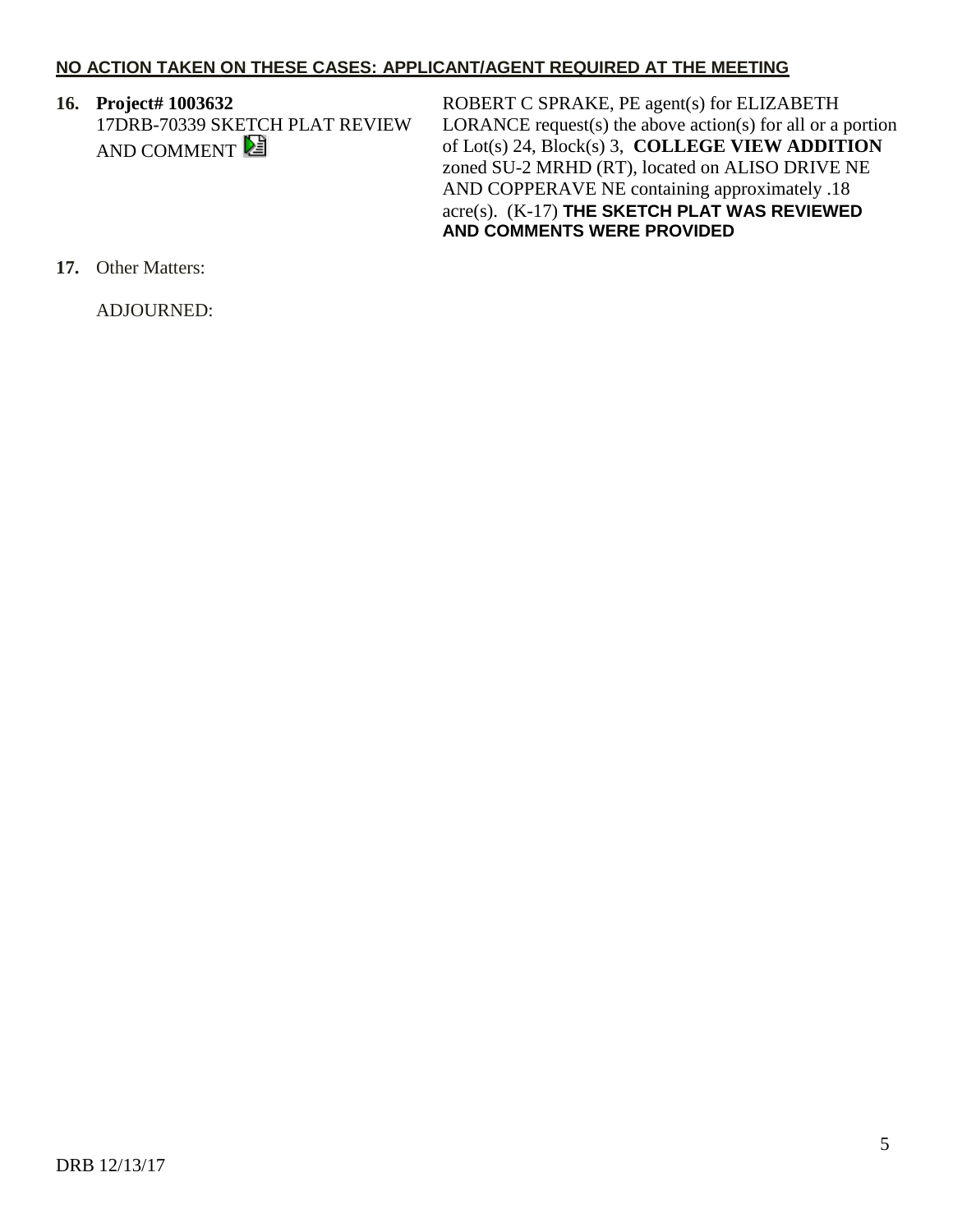**NO ACTION TAKEN ON THESE CASES: APPLICANT/AGENT REQUIRED AT THE MEETING**

**16. Project# 1003632**
17DRB-70339 SKETCH PLAT REVIEW AND COMMENT

ROBERT C SPRAKE, PE agent(s) for ELIZABETH LORANCE request(s) the above action(s) for all or a portion of Lot(s) 24, Block(s) 3, **COLLEGE VIEW ADDITION** zoned SU-2 MRHD (RT), located on ALISO DRIVE NE AND COPPERAVE NE containing approximately .18 acre(s). (K-17) **THE SKETCH PLAT WAS REVIEWED AND COMMENTS WERE PROVIDED**

**17.** Other Matters:

ADJOURNED:

DRB 12/13/17